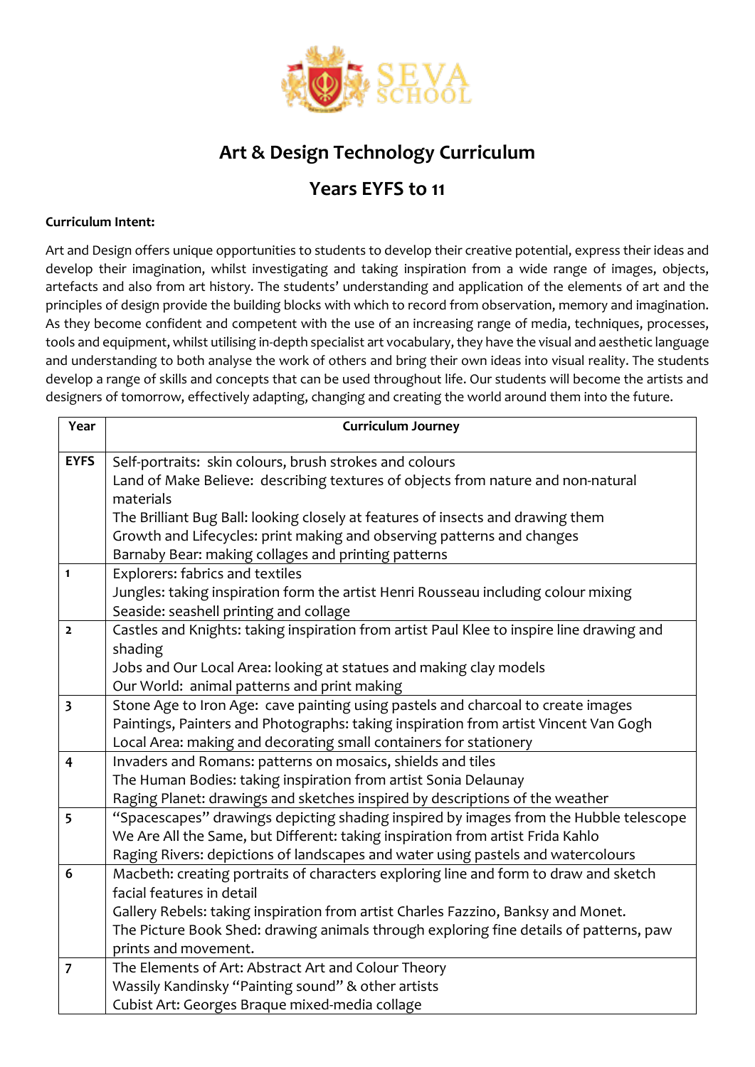# Art & Design Technology Curriculum

## Years EYFS to 11

**Curriculum Intent:**

Art and Design offers unique opportunities to students to develop their creative potential, express their ideas and develop their imagination, whilst investigating and taking inspiration from a wide range of images, objects, artefacts and also from art history. The students' understanding and application of the elements of art and the principles of design provide the building blocks with which to record from observation, memory and imagination. As they become confident and competent with the use of an increasing range of media, techniques, processes, tools and equipment, whilst utilising in-depth specialist art vocabulary, they have the visual and aesthetic language and understanding to both analyse the work of others and bring their own ideas into visual reality. The students develop a range of skills and concepts that can be used throughout life. Our students will become the artists and designers of tomorrow, effectively adapting, changing and creating the world around them into the future.

| Year | Curriculum Journey |
|---|---|
| **EYFS** | Self-portraits: skin colours, brush strokes and colours<br>Land of Make Believe: describing textures of objects from nature and non-natural materials<br>The Brilliant Bug Ball: looking closely at features of insects and drawing them<br>Growth and Lifecycles: print making and observing patterns and changes<br>Barnaby Bear: making collages and printing patterns |
| **1** | Explorers: fabrics and textiles<br>Jungles: taking inspiration form the artist Henri Rousseau including colour mixing<br>Seaside: seashell printing and collage |
| **2** | Castles and Knights: taking inspiration from artist Paul Klee to inspire line drawing and shading<br>Jobs and Our Local Area: looking at statues and making clay models<br>Our World: animal patterns and print making |
| **3** | Stone Age to Iron Age: cave painting using pastels and charcoal to create images<br>Paintings, Painters and Photographs: taking inspiration from artist Vincent Van Gogh<br>Local Area: making and decorating small containers for stationery |
| **4** | Invaders and Romans: patterns on mosaics, shields and tiles<br>The Human Bodies: taking inspiration from artist Sonia Delaunay<br>Raging Planet: drawings and sketches inspired by descriptions of the weather |
| **5** | "Spacescapes" drawings depicting shading inspired by images from the Hubble telescope<br>We Are All the Same, but Different: taking inspiration from artist Frida Kahlo<br>Raging Rivers: depictions of landscapes and water using pastels and watercolours |
| **6** | Macbeth: creating portraits of characters exploring line and form to draw and sketch facial features in detail<br>Gallery Rebels: taking inspiration from artist Charles Fazzino, Banksy and Monet.<br>The Picture Book Shed: drawing animals through exploring fine details of patterns, paw prints and movement. |
| **7** | The Elements of Art: Abstract Art and Colour Theory<br>Wassily Kandinsky "Painting sound" & other artists<br>Cubist Art: Georges Braque mixed-media collage |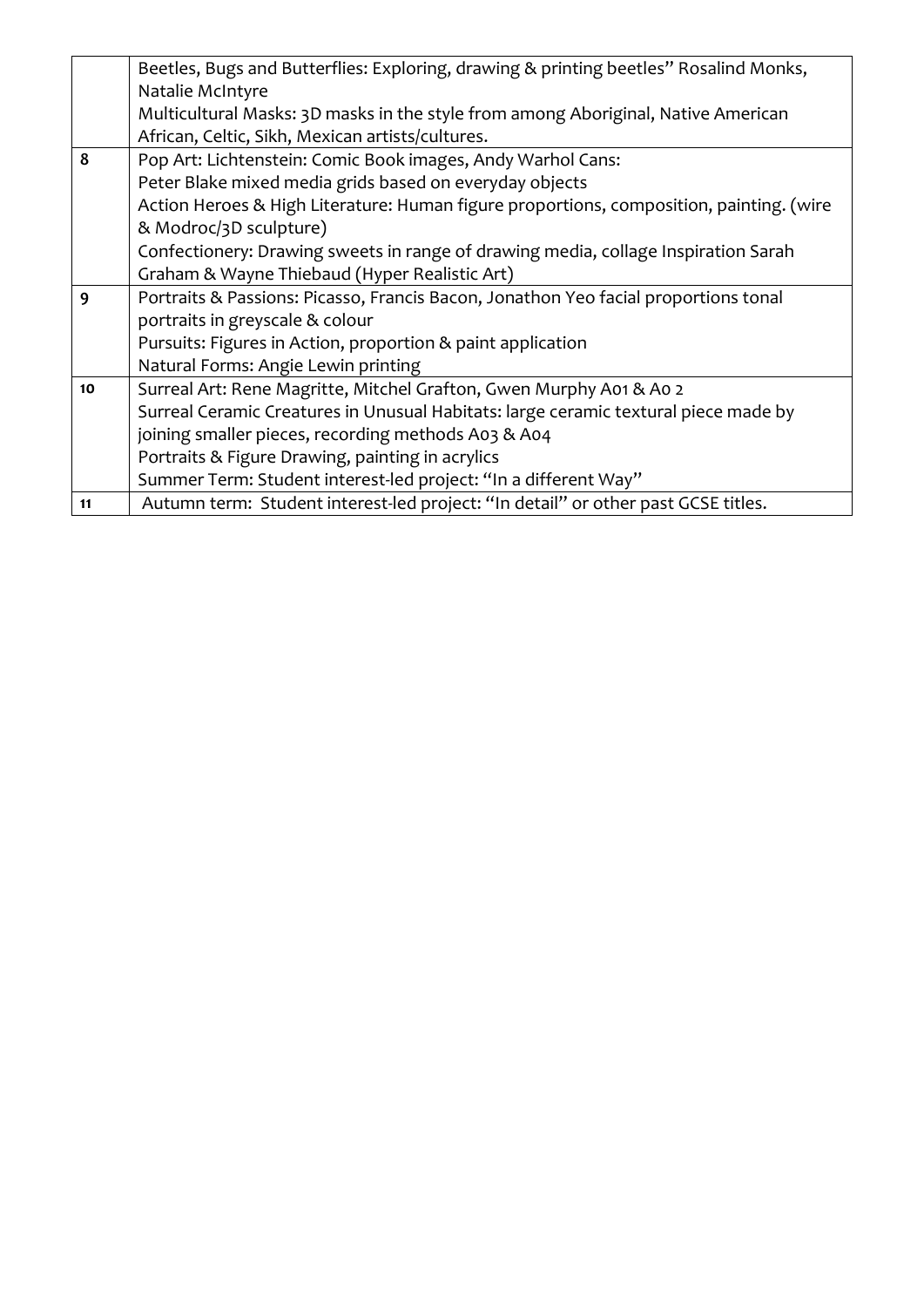| | |
|---|---|
| | Beetles, Bugs and Butterflies: Exploring, drawing & printing beetles" Rosalind Monks, Natalie McIntyre<br>Multicultural Masks: 3D masks in the style from among Aboriginal, Native American African, Celtic, Sikh, Mexican artists/cultures. |
| 8 | Pop Art: Lichtenstein: Comic Book images, Andy Warhol Cans:<br>Peter Blake mixed media grids based on everyday objects<br>Action Heroes & High Literature: Human figure proportions, composition, painting. (wire & Modroc/3D sculpture)<br>Confectionery: Drawing sweets in range of drawing media, collage Inspiration Sarah Graham & Wayne Thiebaud (Hyper Realistic Art) |
| 9 | Portraits & Passions: Picasso, Francis Bacon, Jonathon Yeo facial proportions tonal portraits in greyscale & colour<br>Pursuits: Figures in Action, proportion & paint application<br>Natural Forms: Angie Lewin printing |
| 10 | Surreal Art: Rene Magritte, Mitchel Grafton, Gwen Murphy A01 & A0 2<br>Surreal Ceramic Creatures in Unusual Habitats: large ceramic textural piece made by joining smaller pieces, recording methods A03 & A04<br>Portraits & Figure Drawing, painting in acrylics<br>Summer Term: Student interest-led project: "In a different Way" |
| 11 | Autumn term: Student interest-led project: "In detail" or other past GCSE titles. |